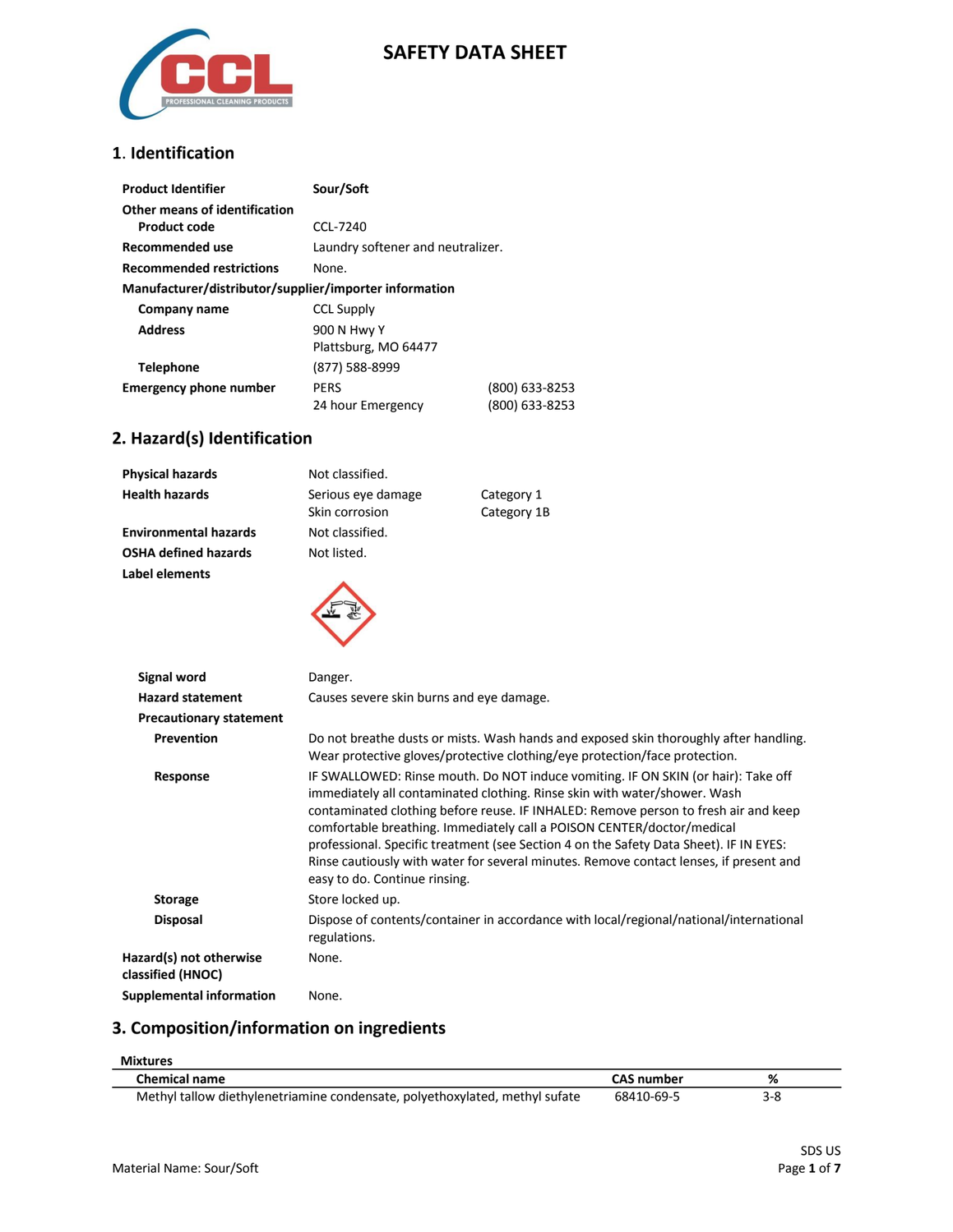# SAFETY DATA SHEET

## 1. Identification

| | | |
|---|---|---|
| **Product Identifier** | **Sour/Soft** | |
| **Other means of identification** | | |
| **Product code** | CCL-7240 | |
| **Recommended use** | Laundry softener and neutralizer. | |
| **Recommended restrictions** | None. | |
| **Manufacturer/distributor/supplier/importer information** | | |
| **Company name** | CCL Supply | |
| **Address** | 900 N Hwy Y<br>Plattsburg, MO 64477 | |
| **Telephone** | (877) 588-8999 | |
| **Emergency phone number** | PERS | (800) 633-8253 |
| | 24 hour Emergency | (800) 633-8253 |

## 2. Hazard(s) Identification

| | | |
|---|---|---|
| **Physical hazards** | Not classified. | |
| **Health hazards** | Serious eye damage | Category 1 |
| | Skin corrosion | Category 1B |
| **Environmental hazards** | Not classified. | |
| **OSHA defined hazards** | Not listed. | |

**Label elements**

**Signal word** Danger.

**Hazard statement** Causes severe skin burns and eye damage.

**Precautionary statement**

**Prevention** Do not breathe dusts or mists. Wash hands and exposed skin thoroughly after handling. Wear protective gloves/protective clothing/eye protection/face protection.

**Response** IF SWALLOWED: Rinse mouth. Do NOT induce vomiting. IF ON SKIN (or hair): Take off immediately all contaminated clothing. Rinse skin with water/shower. Wash contaminated clothing before reuse. IF INHALED: Remove person to fresh air and keep comfortable breathing. Immediately call a POISON CENTER/doctor/medical professional. Specific treatment (see Section 4 on the Safety Data Sheet). IF IN EYES: Rinse cautiously with water for several minutes. Remove contact lenses, if present and easy to do. Continue rinsing.

**Storage** Store locked up.

**Disposal** Dispose of contents/container in accordance with local/regional/national/international regulations.

**Hazard(s) not otherwise classified (HNOC)** None.

**Supplemental information** None.

## 3. Composition/information on ingredients

**Mixtures**

| Chemical name | CAS number | % |
|---|---|---|
| Methyl tallow diethylenetriamine condensate, polyethoxylated, methyl sufate | 68410-69-5 | 3-8 |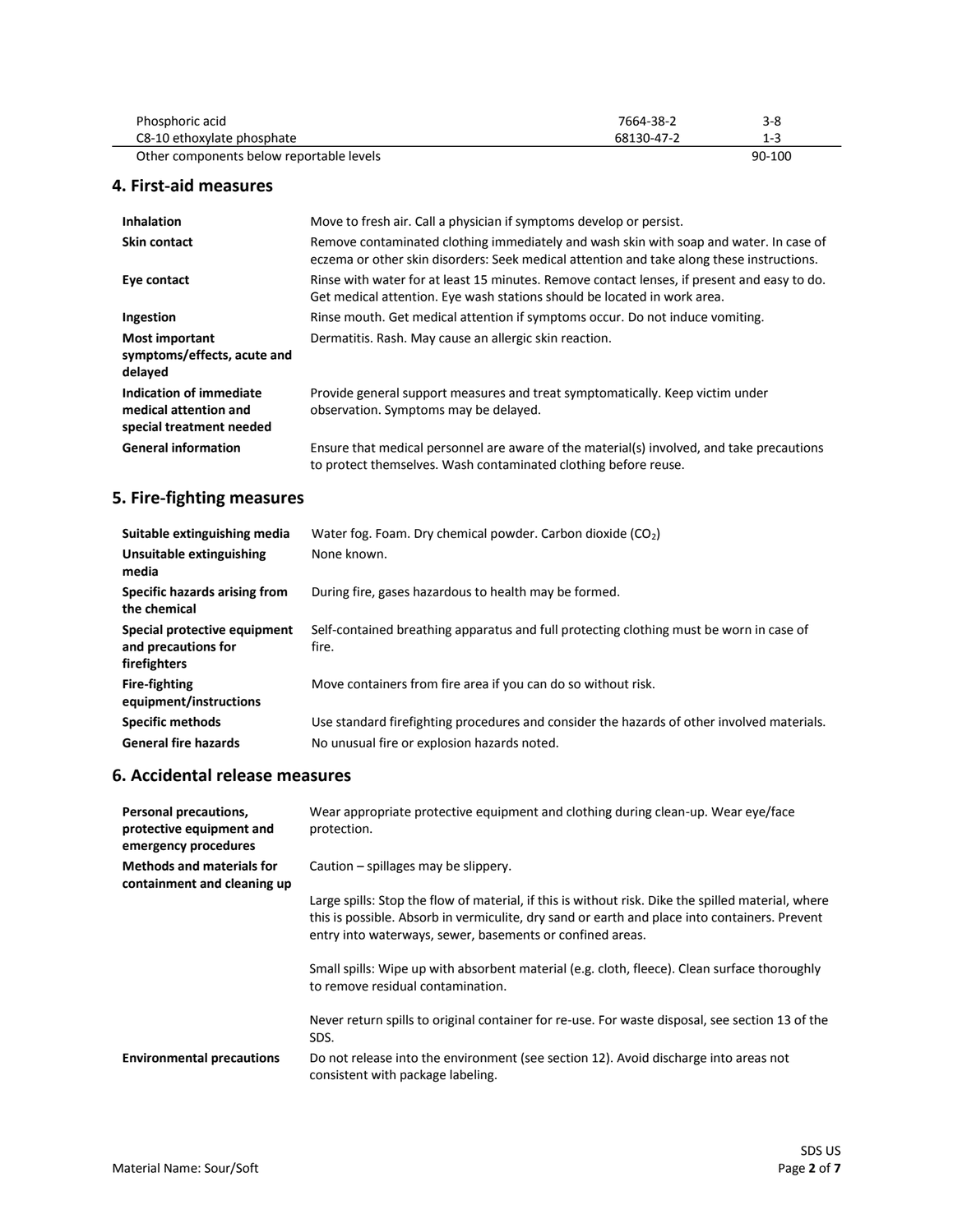| | | |
|---|---|---|
| Phosphoric acid | 7664-38-2 | 3-8 |
| C8-10 ethoxylate phosphate | 68130-47-2 | 1-3 |
| Other components below reportable levels | | 90-100 |

## 4. First-aid measures

| | |
|---|---|
| **Inhalation** | Move to fresh air. Call a physician if symptoms develop or persist. |
| **Skin contact** | Remove contaminated clothing immediately and wash skin with soap and water. In case of eczema or other skin disorders: Seek medical attention and take along these instructions. |
| **Eye contact** | Rinse with water for at least 15 minutes. Remove contact lenses, if present and easy to do. Get medical attention. Eye wash stations should be located in work area. |
| **Ingestion** | Rinse mouth. Get medical attention if symptoms occur. Do not induce vomiting. |
| **Most important symptoms/effects, acute and delayed** | Dermatitis. Rash. May cause an allergic skin reaction. |
| **Indication of immediate medical attention and special treatment needed** | Provide general support measures and treat symptomatically. Keep victim under observation. Symptoms may be delayed. |
| **General information** | Ensure that medical personnel are aware of the material(s) involved, and take precautions to protect themselves. Wash contaminated clothing before reuse. |

## 5. Fire-fighting measures

| | |
|---|---|
| **Suitable extinguishing media** | Water fog. Foam. Dry chemical powder. Carbon dioxide ($CO_2$) |
| **Unsuitable extinguishing media** | None known. |
| **Specific hazards arising from the chemical** | During fire, gases hazardous to health may be formed. |
| **Special protective equipment and precautions for firefighters** | Self-contained breathing apparatus and full protecting clothing must be worn in case of fire. |
| **Fire-fighting equipment/instructions** | Move containers from fire area if you can do so without risk. |
| **Specific methods** | Use standard firefighting procedures and consider the hazards of other involved materials. |
| **General fire hazards** | No unusual fire or explosion hazards noted. |

## 6. Accidental release measures

**Personal precautions, protective equipment and emergency procedures**
Wear appropriate protective equipment and clothing during clean-up. Wear eye/face protection.

**Methods and materials for containment and cleaning up**
Caution – spillages may be slippery.

Large spills: Stop the flow of material, if this is without risk. Dike the spilled material, where this is possible. Absorb in vermiculite, dry sand or earth and place into containers. Prevent entry into waterways, sewer, basements or confined areas.

Small spills: Wipe up with absorbent material (e.g. cloth, fleece). Clean surface thoroughly to remove residual contamination.

Never return spills to original container for re-use. For waste disposal, see section 13 of the SDS.

**Environmental precautions**
Do not release into the environment (see section 12). Avoid discharge into areas not consistent with package labeling.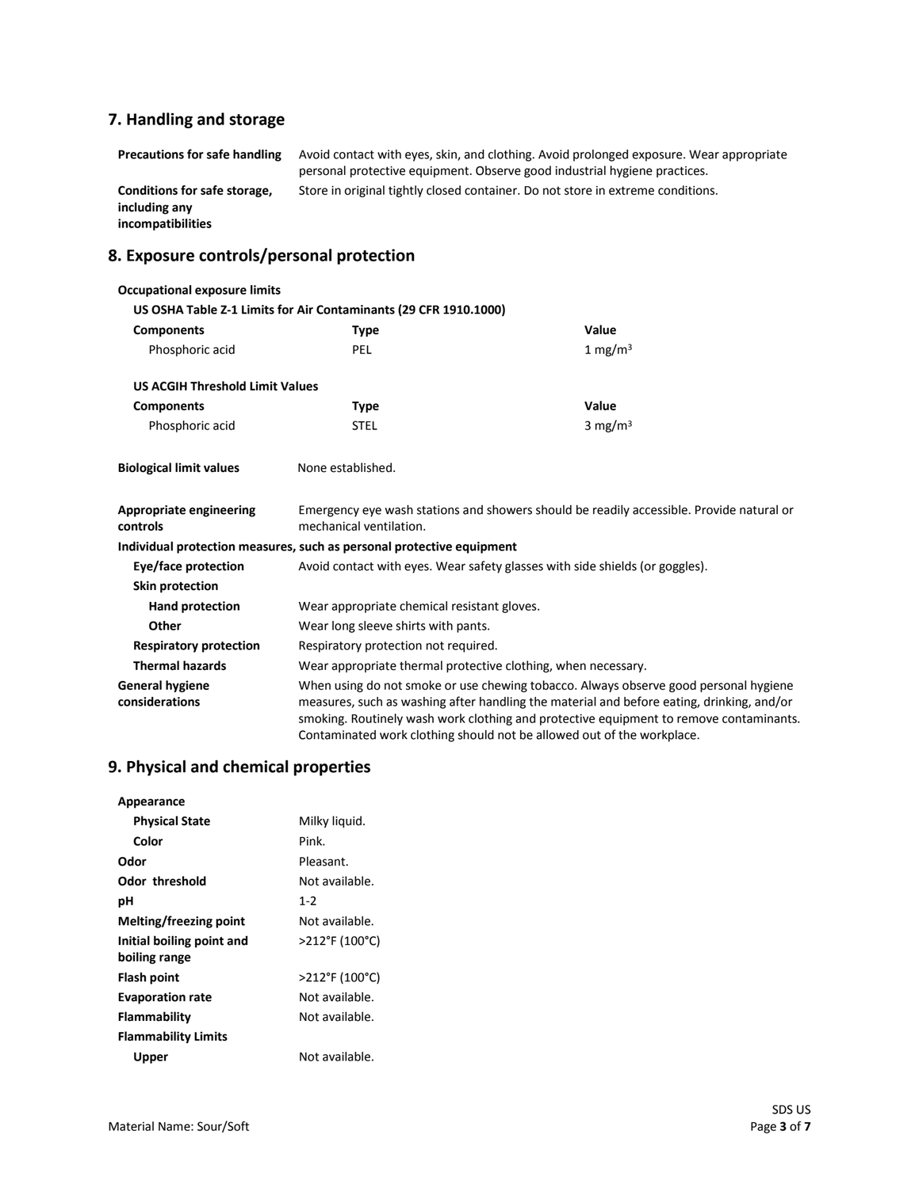## 7. Handling and storage

| | |
|---|---|
| **Precautions for safe handling** | Avoid contact with eyes, skin, and clothing. Avoid prolonged exposure. Wear appropriate personal protective equipment. Observe good industrial hygiene practices. |
| **Conditions for safe storage, including any incompatibilities** | Store in original tightly closed container. Do not store in extreme conditions. |

## 8. Exposure controls/personal protection

**Occupational exposure limits**

**US OSHA Table Z-1 Limits for Air Contaminants (29 CFR 1910.1000)**

| Components | Type | Value |
|---|---|---|
| Phosphoric acid | PEL | 1 mg/m$^3$ |

**US ACGIH Threshold Limit Values**

| Components | Type | Value |
|---|---|---|
| Phosphoric acid | STEL | 3 mg/m$^3$ |

**Biological limit values** None established.

**Appropriate engineering controls** Emergency eye wash stations and showers should be readily accessible. Provide natural or mechanical ventilation.

**Individual protection measures, such as personal protective equipment**

- **Eye/face protection** Avoid contact with eyes. Wear safety glasses with side shields (or goggles).
- **Skin protection**
  - **Hand protection** Wear appropriate chemical resistant gloves.
  - **Other** Wear long sleeve shirts with pants.
- **Respiratory protection** Respiratory protection not required.
- **Thermal hazards** Wear appropriate thermal protective clothing, when necessary.

**General hygiene considerations** When using do not smoke or use chewing tobacco. Always observe good personal hygiene measures, such as washing after handling the material and before eating, drinking, and/or smoking. Routinely wash work clothing and protective equipment to remove contaminants. Contaminated work clothing should not be allowed out of the workplace.

## 9. Physical and chemical properties

| | |
|---|---|
| **Appearance** | |
| **Physical State** | Milky liquid. |
| **Color** | Pink. |
| **Odor** | Pleasant. |
| **Odor threshold** | Not available. |
| **pH** | 1-2 |
| **Melting/freezing point** | Not available. |
| **Initial boiling point and boiling range** | >212°F (100°C) |
| **Flash point** | >212°F (100°C) |
| **Evaporation rate** | Not available. |
| **Flammability** | Not available. |
| **Flammability Limits** | |
| **Upper** | Not available. |

Material Name: Sour/Soft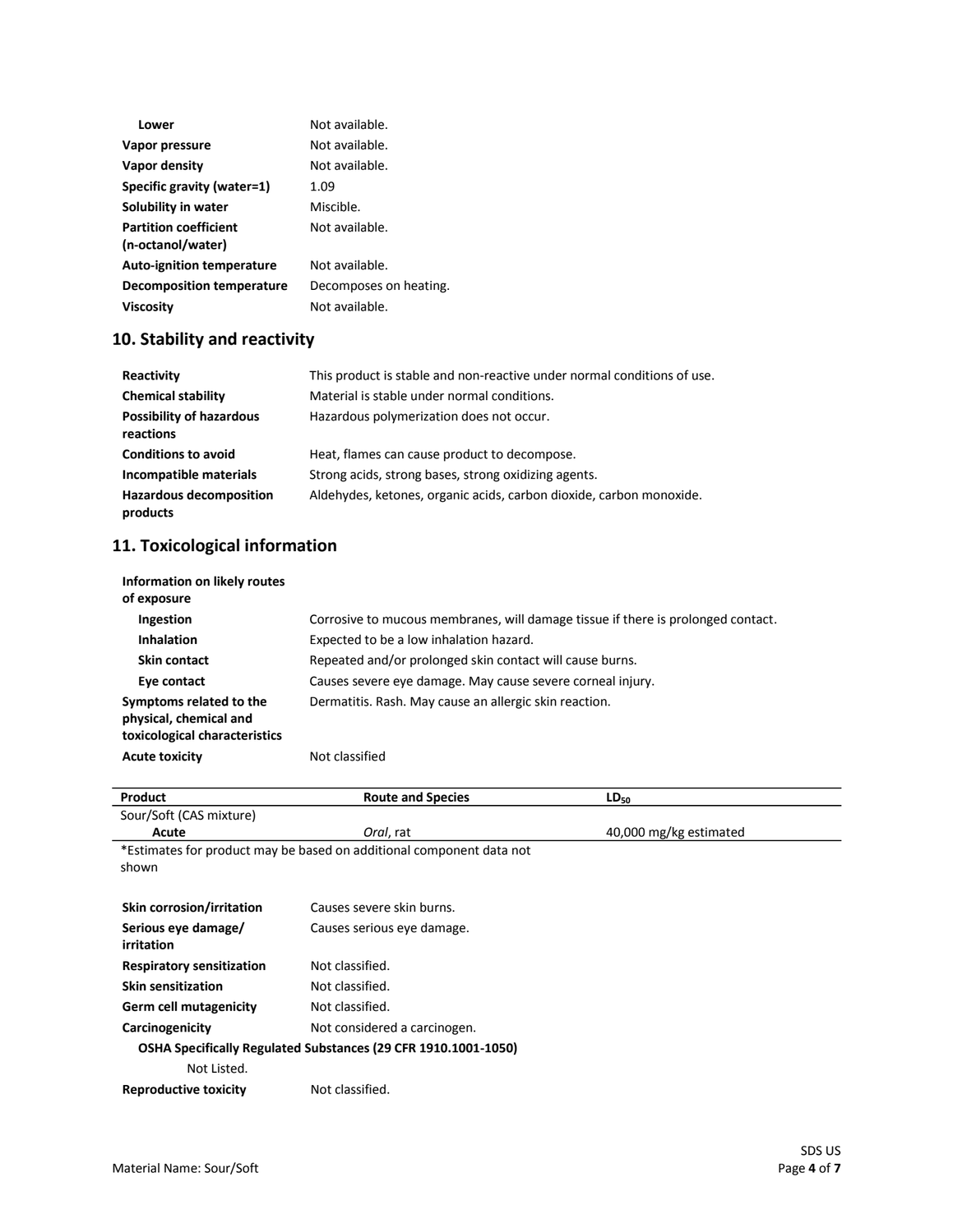| | |
|---|---|
| **Lower** | Not available. |
| **Vapor pressure** | Not available. |
| **Vapor density** | Not available. |
| **Specific gravity (water=1)** | 1.09 |
| **Solubility in water** | Miscible. |
| **Partition coefficient (n-octanol/water)** | Not available. |
| **Auto-ignition temperature** | Not available. |
| **Decomposition temperature** | Decomposes on heating. |
| **Viscosity** | Not available. |

## 10. Stability and reactivity

| | |
|---|---|
| **Reactivity** | This product is stable and non-reactive under normal conditions of use. |
| **Chemical stability** | Material is stable under normal conditions. |
| **Possibility of hazardous reactions** | Hazardous polymerization does not occur. |
| **Conditions to avoid** | Heat, flames can cause product to decompose. |
| **Incompatible materials** | Strong acids, strong bases, strong oxidizing agents. |
| **Hazardous decomposition products** | Aldehydes, ketones, organic acids, carbon dioxide, carbon monoxide. |

## 11. Toxicological information

**Information on likely routes of exposure**

| | |
|---|---|
| **Ingestion** | Corrosive to mucous membranes, will damage tissue if there is prolonged contact. |
| **Inhalation** | Expected to be a low inhalation hazard. |
| **Skin contact** | Repeated and/or prolonged skin contact will cause burns. |
| **Eye contact** | Causes severe eye damage. May cause severe corneal injury. |
| **Symptoms related to the physical, chemical and toxicological characteristics** | Dermatitis. Rash. May cause an allergic skin reaction. |
| **Acute toxicity** | Not classified |

| Product | Route and Species | $LD_{50}$ |
|---|---|---|
| Sour/Soft (CAS mixture) | | |
| **Acute** | *Oral*, rat | 40,000 mg/kg estimated |

*Estimates for product may be based on additional component data not shown

| | |
|---|---|
| **Skin corrosion/irritation** | Causes severe skin burns. |
| **Serious eye damage/ irritation** | Causes serious eye damage. |
| **Respiratory sensitization** | Not classified. |
| **Skin sensitization** | Not classified. |
| **Germ cell mutagenicity** | Not classified. |
| **Carcinogenicity** | Not considered a carcinogen. |

**OSHA Specifically Regulated Substances (29 CFR 1910.1001-1050)**

Not Listed.

| | |
|---|---|
| **Reproductive toxicity** | Not classified. |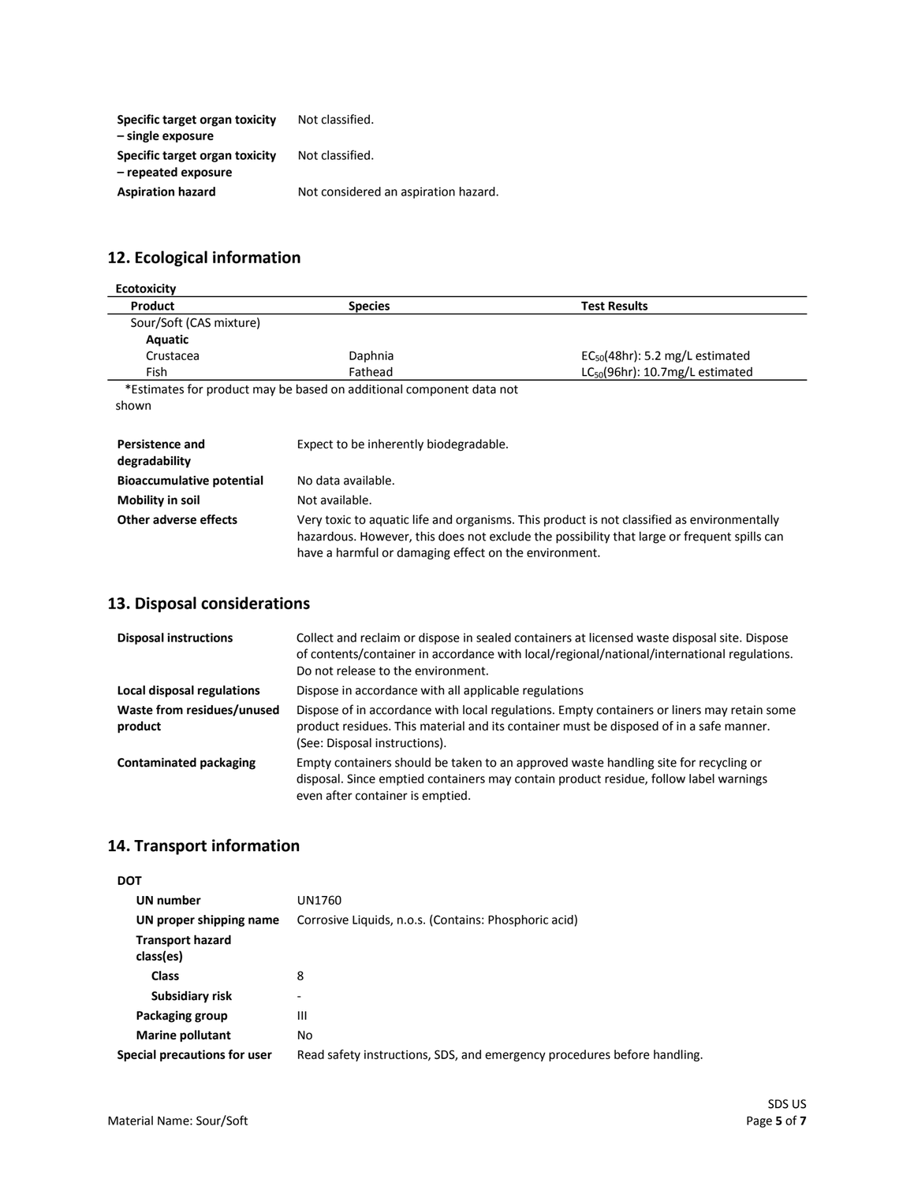| | |
|---|---|
| **Specific target organ toxicity – single exposure** | Not classified. |
| **Specific target organ toxicity – repeated exposure** | Not classified. |
| **Aspiration hazard** | Not considered an aspiration hazard. |

## 12. Ecological information

**Ecotoxicity**

| Product | Species | Test Results |
|---|---|---|
| Sour/Soft (CAS mixture) | | |
| **Aquatic** | | |
| Crustacea | Daphnia | $EC_{50}$(48hr): 5.2 mg/L estimated |
| Fish | Fathead | $LC_{50}$(96hr): 10.7mg/L estimated |

*Estimates for product may be based on additional component data not shown

| | |
|---|---|
| **Persistence and degradability** | Expect to be inherently biodegradable. |
| **Bioaccumulative potential** | No data available. |
| **Mobility in soil** | Not available. |
| **Other adverse effects** | Very toxic to aquatic life and organisms. This product is not classified as environmentally hazardous. However, this does not exclude the possibility that large or frequent spills can have a harmful or damaging effect on the environment. |

## 13. Disposal considerations

| | |
|---|---|
| **Disposal instructions** | Collect and reclaim or dispose in sealed containers at licensed waste disposal site. Dispose of contents/container in accordance with local/regional/national/international regulations. Do not release to the environment. |
| **Local disposal regulations** | Dispose in accordance with all applicable regulations |
| **Waste from residues/unused product** | Dispose of in accordance with local regulations. Empty containers or liners may retain some product residues. This material and its container must be disposed of in a safe manner. (See: Disposal instructions). |
| **Contaminated packaging** | Empty containers should be taken to an approved waste handling site for recycling or disposal. Since emptied containers may contain product residue, follow label warnings even after container is emptied. |

## 14. Transport information

**DOT**

| | |
|---|---|
| **UN number** | UN1760 |
| **UN proper shipping name** | Corrosive Liquids, n.o.s. (Contains: Phosphoric acid) |
| **Transport hazard class(es)** | |
| **Class** | 8 |
| **Subsidiary risk** | - |
| **Packaging group** | III |
| **Marine pollutant** | No |
| **Special precautions for user** | Read safety instructions, SDS, and emergency procedures before handling. |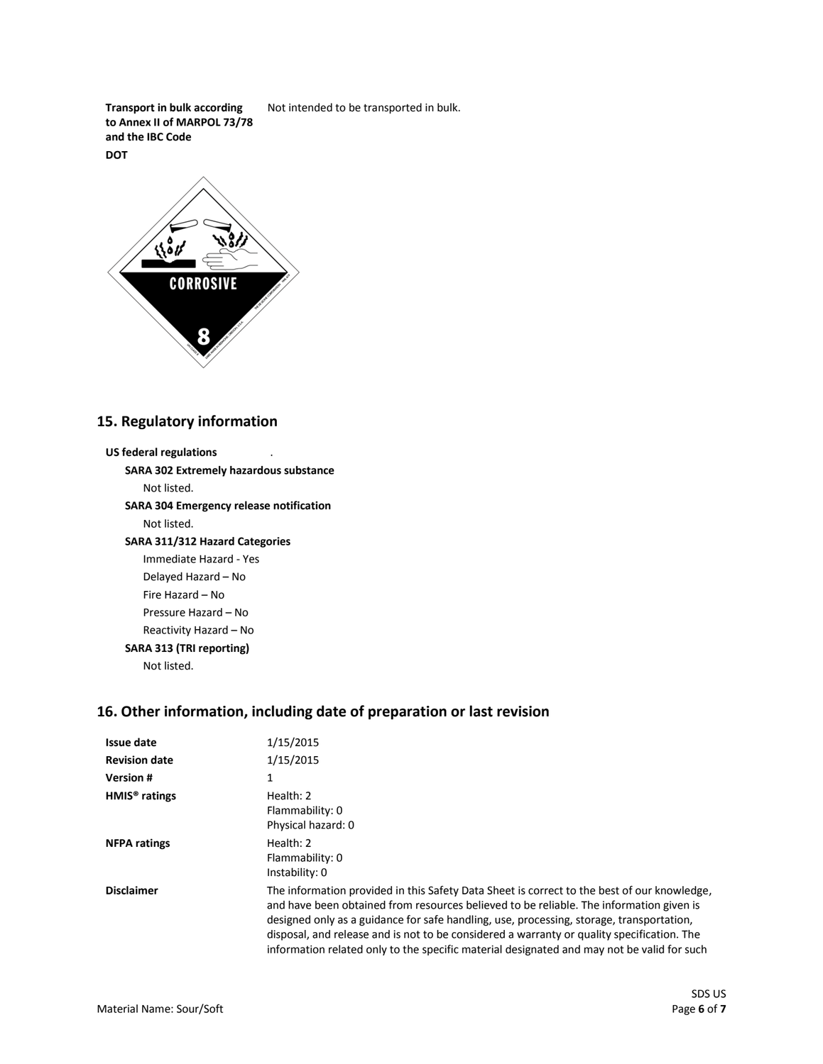**Transport in bulk according to Annex II of MARPOL 73/78 and the IBC Code** Not intended to be transported in bulk.

**DOT**

## 15. Regulatory information

**US federal regulations** .

**SARA 302 Extremely hazardous substance**

Not listed.

**SARA 304 Emergency release notification**

Not listed.

**SARA 311/312 Hazard Categories**

Immediate Hazard - Yes
Delayed Hazard – No
Fire Hazard – No
Pressure Hazard – No
Reactivity Hazard – No

**SARA 313 (TRI reporting)**

Not listed.

## 16. Other information, including date of preparation or last revision

| | |
|---|---|
| **Issue date** | 1/15/2015 |
| **Revision date** | 1/15/2015 |
| **Version #** | 1 |
| **HMIS® ratings** | Health: 2<br>Flammability: 0<br>Physical hazard: 0 |
| **NFPA ratings** | Health: 2<br>Flammability: 0<br>Instability: 0 |
| **Disclaimer** | The information provided in this Safety Data Sheet is correct to the best of our knowledge, and have been obtained from resources believed to be reliable. The information given is designed only as a guidance for safe handling, use, processing, storage, transportation, disposal, and release and is not to be considered a warranty or quality specification. The information related only to the specific material designated and may not be valid for such |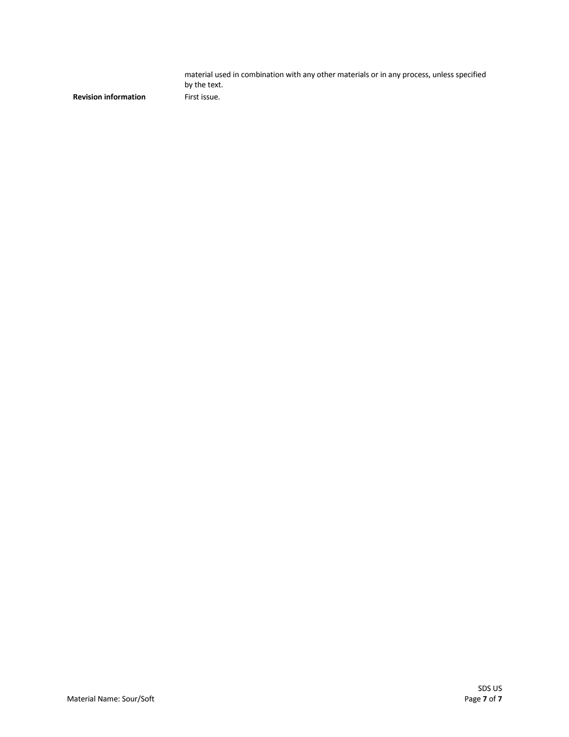material used in combination with any other materials or in any process, unless specified by the text.

**Revision information** First issue.